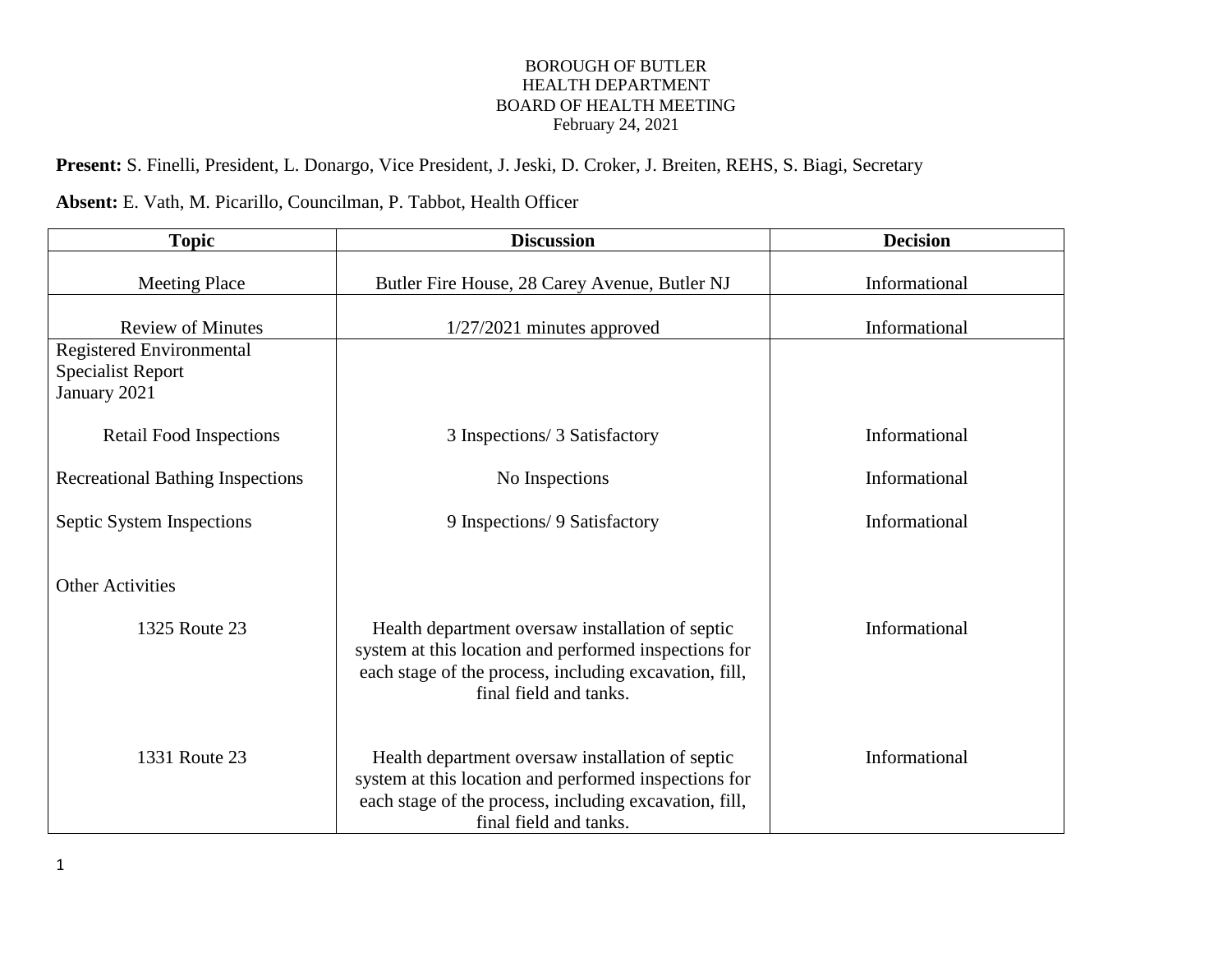BOROUGH OF BUTLER
HEALTH DEPARTMENT
BOARD OF HEALTH MEETING
February 24, 2021

**Present:** S. Finelli, President, L. Donargo, Vice President, J. Jeski, D. Croker, J. Breiten, REHS, S. Biagi, Secretary

**Absent:** E. Vath, M. Picarillo, Councilman, P. Tabbot, Health Officer

| Topic | Discussion | Decision |
|---|---|---|
| Meeting Place | Butler Fire House, 28 Carey Avenue, Butler NJ | Informational |
| Review of Minutes | 1/27/2021 minutes approved | Informational |
| Registered Environmental Specialist Report January 2021 | | |
| Retail Food Inspections | 3 Inspections/ 3 Satisfactory | Informational |
| Recreational Bathing Inspections | No Inspections | Informational |
| Septic System Inspections | 9 Inspections/ 9 Satisfactory | Informational |
| Other Activities | | |
| 1325 Route 23 | Health department oversaw installation of septic system at this location and performed inspections for each stage of the process, including excavation, fill, final field and tanks. | Informational |
| 1331 Route 23 | Health department oversaw installation of septic system at this location and performed inspections for each stage of the process, including excavation, fill, final field and tanks. | Informational |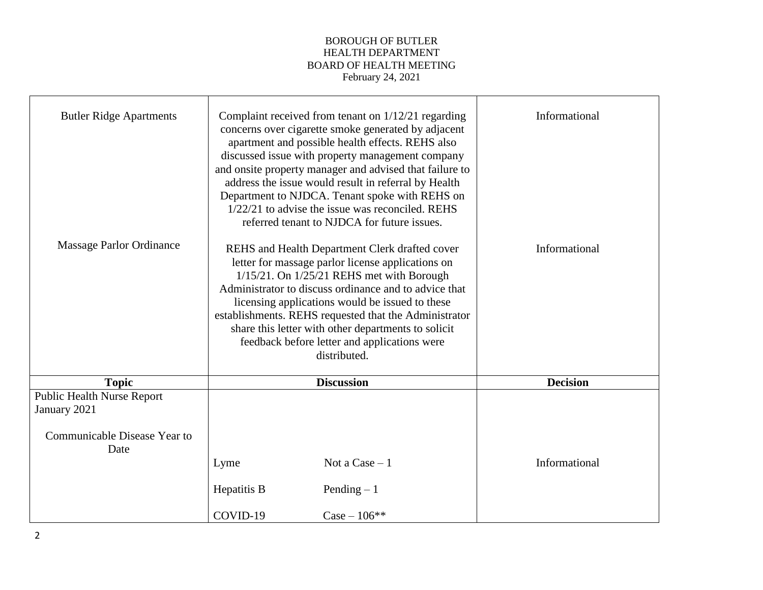BOROUGH OF BUTLER
HEALTH DEPARTMENT
BOARD OF HEALTH MEETING
February 24, 2021

| | | |
|---|---|---|
| Butler Ridge Apartments | Complaint received from tenant on 1/12/21 regarding concerns over cigarette smoke generated by adjacent apartment and possible health effects. REHS also discussed issue with property management company and onsite property manager and advised that failure to address the issue would result in referral by Health Department to NJDCA. Tenant spoke with REHS on 1/22/21 to advise the issue was reconciled. REHS referred tenant to NJDCA for future issues. | Informational |
| Massage Parlor Ordinance | REHS and Health Department Clerk drafted cover letter for massage parlor license applications on 1/15/21. On 1/25/21 REHS met with Borough Administrator to discuss ordinance and to advice that licensing applications would be issued to these establishments. REHS requested that the Administrator share this letter with other departments to solicit feedback before letter and applications were distributed. | Informational |

| Topic | Discussion | Decision |
|---|---|---|
| Public Health Nurse Report January 2021<br><br>Communicable Disease Year to Date | Lyme Not a Case – 1<br><br>Hepatitis B Pending – 1<br><br>COVID-19 Case – 106** | Informational |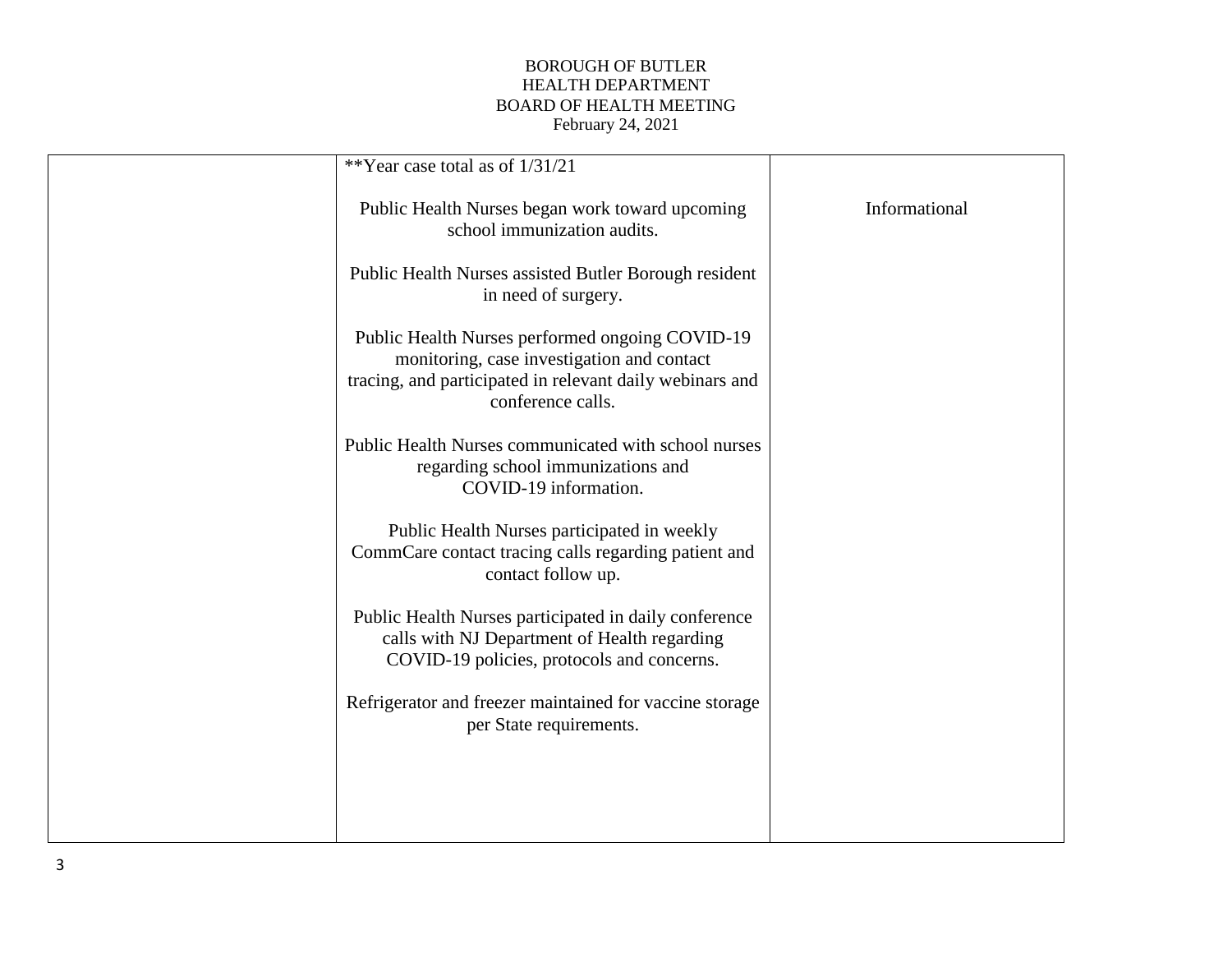BOROUGH OF BUTLER
HEALTH DEPARTMENT
BOARD OF HEALTH MEETING
February 24, 2021

| | | |
|---|---|---|
| | **Year case total as of 1/31/21<br><br>Public Health Nurses began work toward upcoming school immunization audits.<br><br>Public Health Nurses assisted Butler Borough resident in need of surgery.<br><br>Public Health Nurses performed ongoing COVID-19 monitoring, case investigation and contact tracing, and participated in relevant daily webinars and conference calls.<br><br>Public Health Nurses communicated with school nurses regarding school immunizations and COVID-19 information.<br><br>Public Health Nurses participated in weekly CommCare contact tracing calls regarding patient and contact follow up.<br><br>Public Health Nurses participated in daily conference calls with NJ Department of Health regarding COVID-19 policies, protocols and concerns.<br><br>Refrigerator and freezer maintained for vaccine storage per State requirements. | Informational |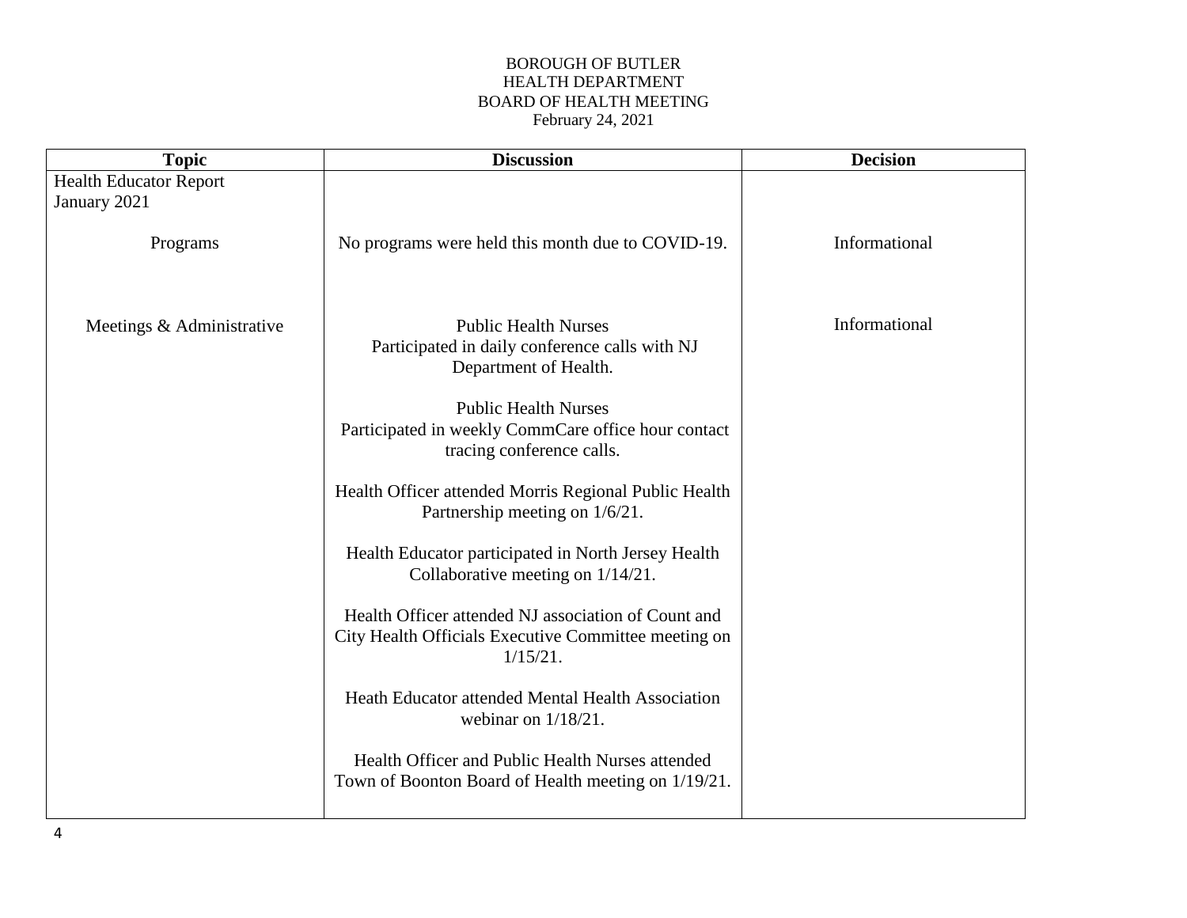BOROUGH OF BUTLER
HEALTH DEPARTMENT
BOARD OF HEALTH MEETING
February 24, 2021

| Topic | Discussion | Decision |
|---|---|---|
| Health Educator Report<br>January 2021 | | |
| Programs | No programs were held this month due to COVID-19. | Informational |
| Meetings & Administrative | Public Health Nurses<br>Participated in daily conference calls with NJ Department of Health.<br><br>Public Health Nurses<br>Participated in weekly CommCare office hour contact tracing conference calls.<br><br>Health Officer attended Morris Regional Public Health Partnership meeting on 1/6/21.<br><br>Health Educator participated in North Jersey Health Collaborative meeting on 1/14/21.<br><br>Health Officer attended NJ association of Count and City Health Officials Executive Committee meeting on 1/15/21.<br><br>Heath Educator attended Mental Health Association webinar on 1/18/21.<br><br>Health Officer and Public Health Nurses attended Town of Boonton Board of Health meeting on 1/19/21. | Informational |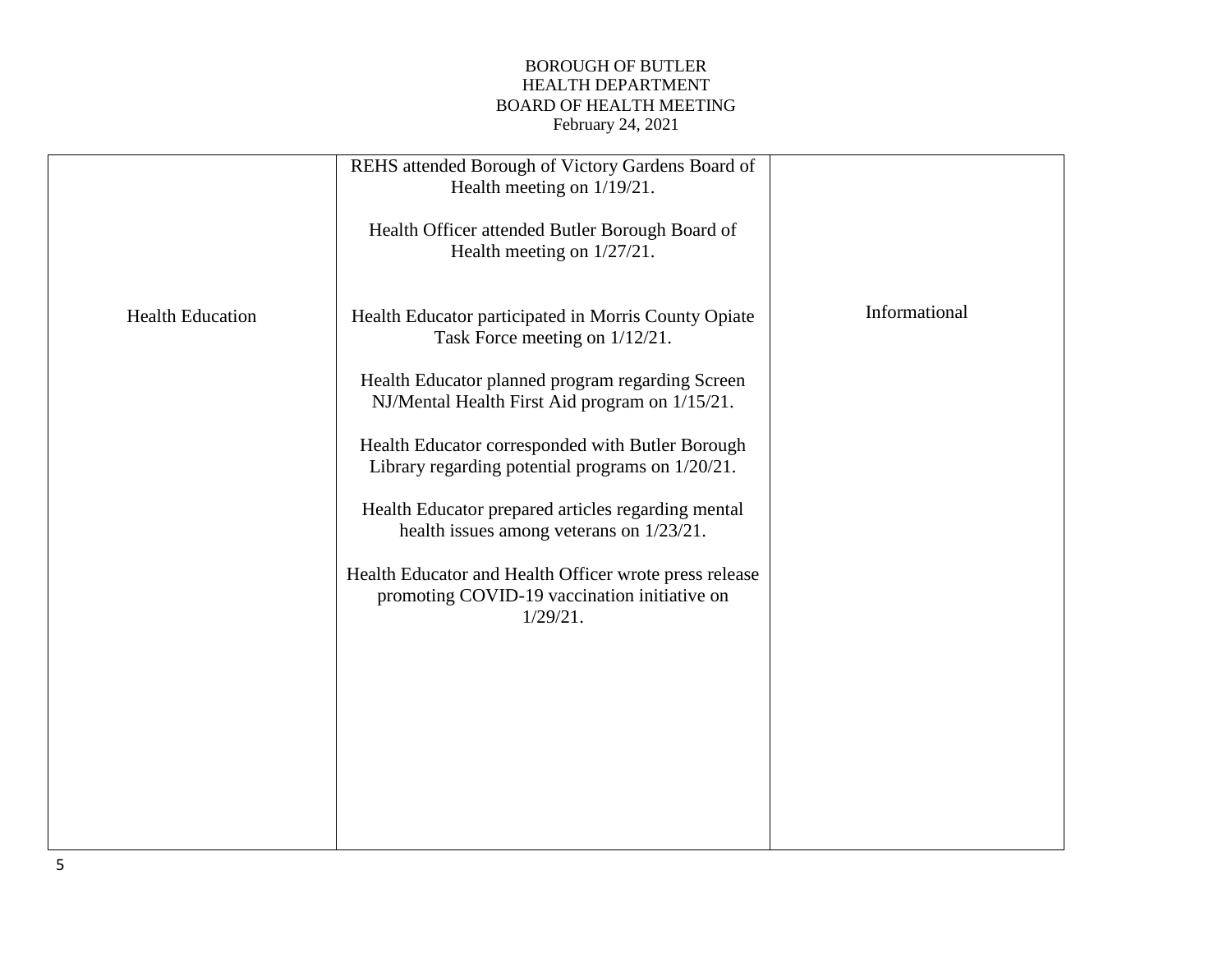BOROUGH OF BUTLER
HEALTH DEPARTMENT
BOARD OF HEALTH MEETING
February 24, 2021

| | | |
|---|---|---|
| | REHS attended Borough of Victory Gardens Board of Health meeting on 1/19/21.<br><br>Health Officer attended Butler Borough Board of Health meeting on 1/27/21. | |
| Health Education | Health Educator participated in Morris County Opiate Task Force meeting on 1/12/21.<br><br>Health Educator planned program regarding Screen NJ/Mental Health First Aid program on 1/15/21.<br><br>Health Educator corresponded with Butler Borough Library regarding potential programs on 1/20/21.<br><br>Health Educator prepared articles regarding mental health issues among veterans on 1/23/21.<br><br>Health Educator and Health Officer wrote press release promoting COVID-19 vaccination initiative on 1/29/21. | Informational |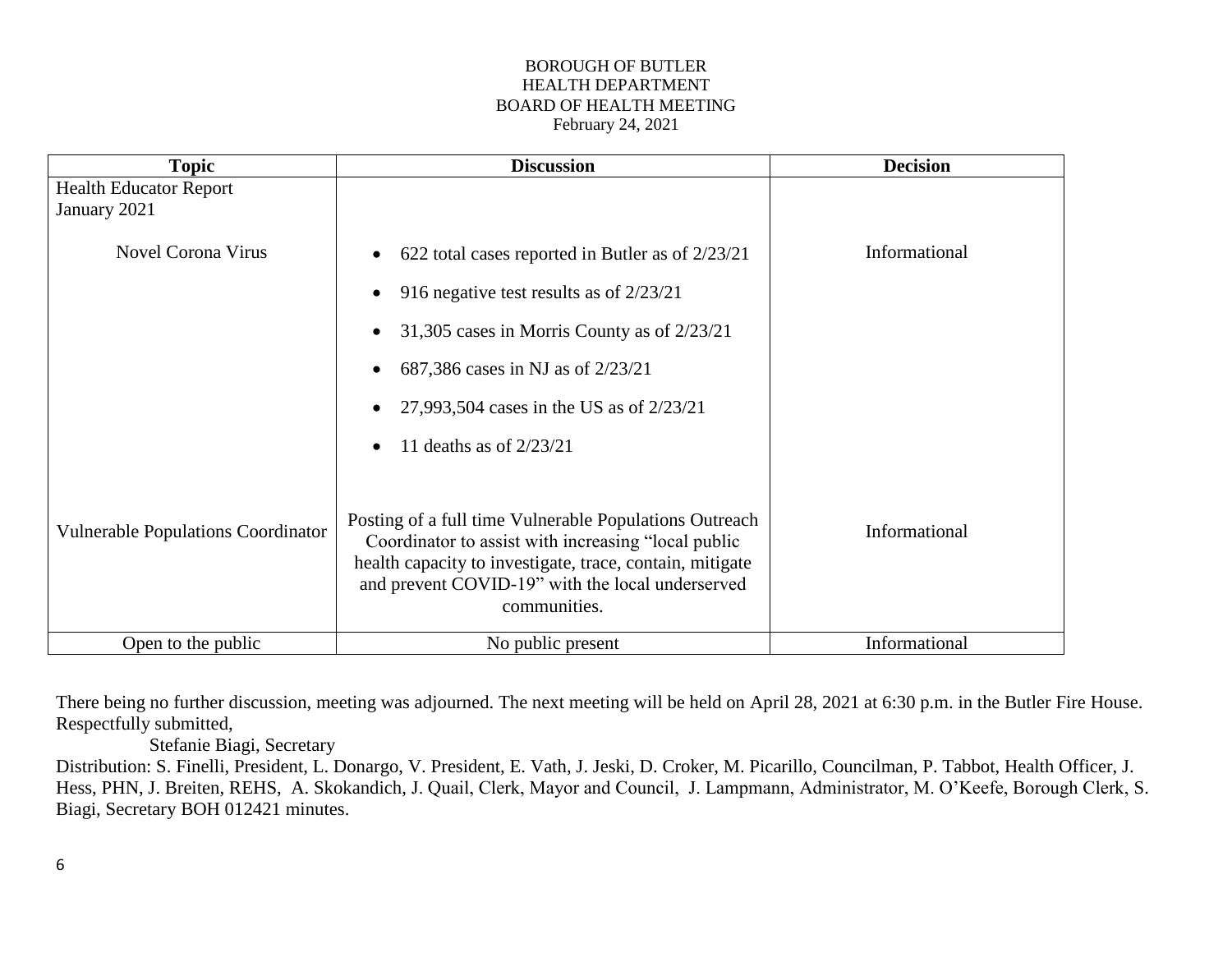BOROUGH OF BUTLER
HEALTH DEPARTMENT
BOARD OF HEALTH MEETING
February 24, 2021

| Topic | Discussion | Decision |
|---|---|---|
| Health Educator Report<br>January 2021 | | |
| Novel Corona Virus | • 622 total cases reported in Butler as of 2/23/21<br>• 916 negative test results as of 2/23/21<br>• 31,305 cases in Morris County as of 2/23/21<br>• 687,386 cases in NJ as of 2/23/21<br>• 27,993,504 cases in the US as of 2/23/21<br>• 11 deaths as of 2/23/21 | Informational |
| Vulnerable Populations Coordinator | Posting of a full time Vulnerable Populations Outreach Coordinator to assist with increasing "local public health capacity to investigate, trace, contain, mitigate and prevent COVID-19" with the local underserved communities. | Informational |
| Open to the public | No public present | Informational |

There being no further discussion, meeting was adjourned. The next meeting will be held on April 28, 2021 at 6:30 p.m. in the Butler Fire House.
Respectfully submitted,

Stefanie Biagi, Secretary

Distribution: S. Finelli, President, L. Donargo, V. President, E. Vath, J. Jeski, D. Croker, M. Picarillo, Councilman, P. Tabbot, Health Officer, J. Hess, PHN, J. Breiten, REHS, A. Skokandich, J. Quail, Clerk, Mayor and Council, J. Lampmann, Administrator, M. O'Keefe, Borough Clerk, S. Biagi, Secretary BOH 012421 minutes.